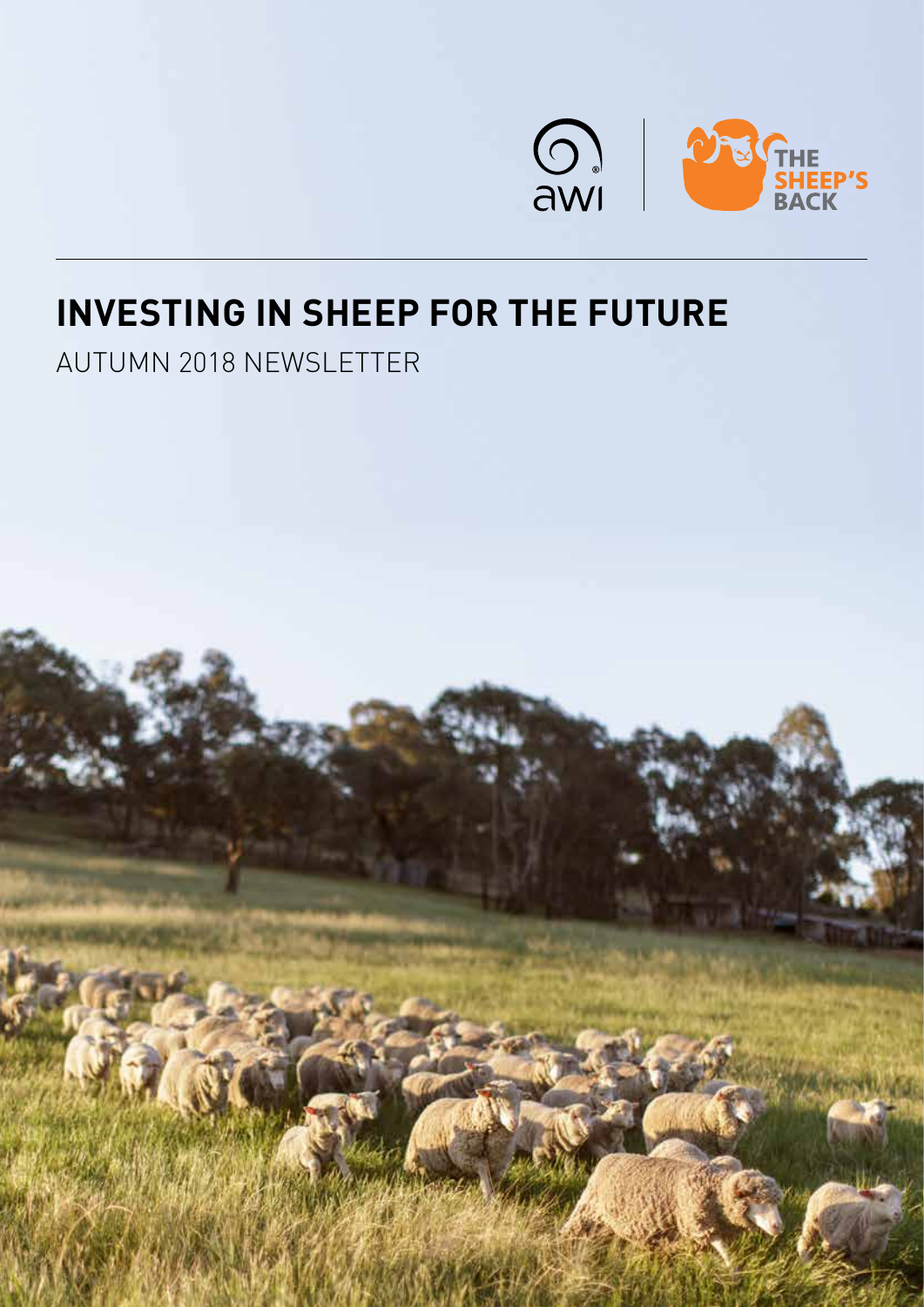# INVESTING IN SHEEP FOR THE FUTURE

AUTUMN 2018 NEWSLETTER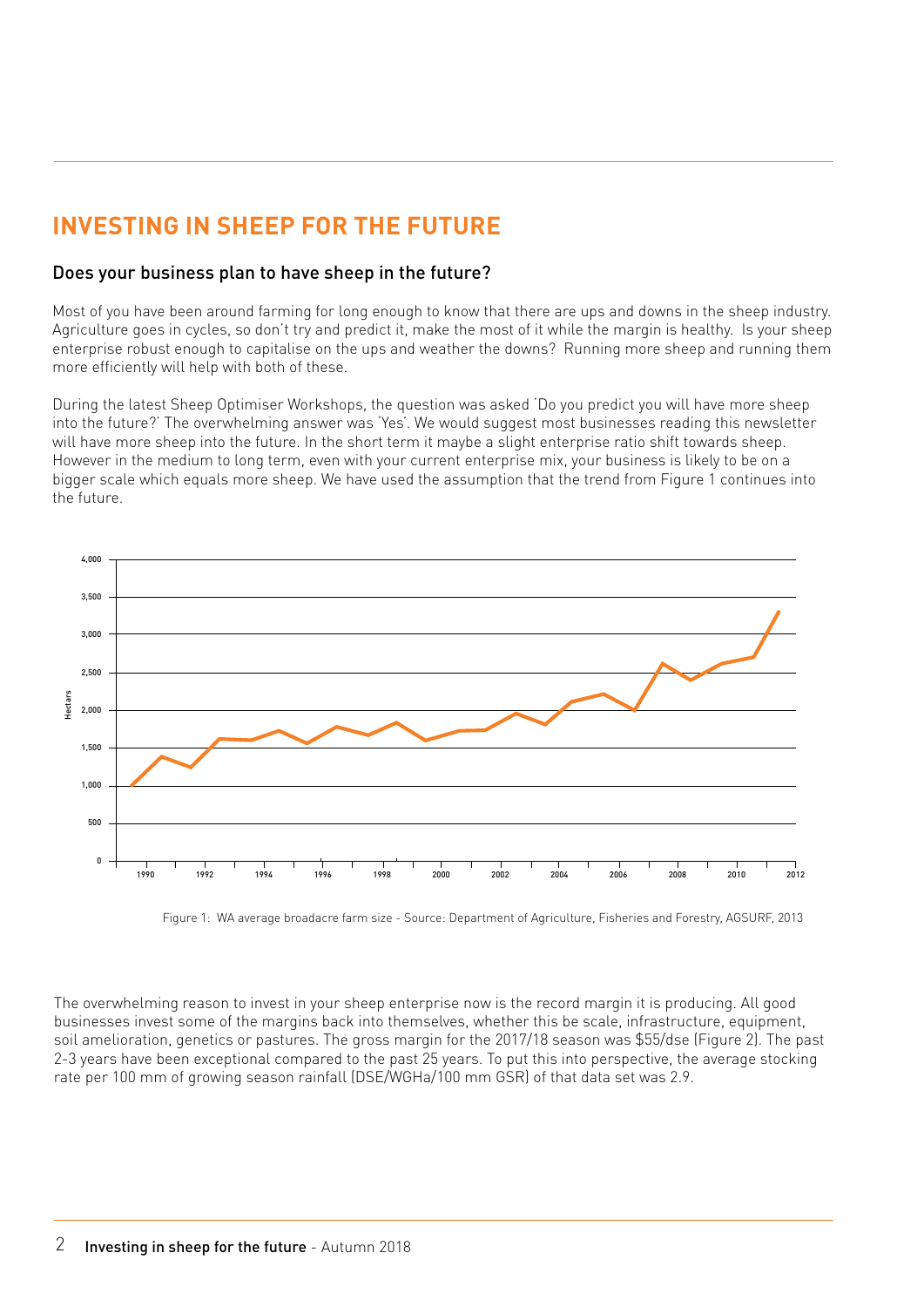## INVESTING IN SHEEP FOR THE FUTURE

### Does your business plan to have sheep in the future?

Most of you have been around farming for long enough to know that there are ups and downs in the sheep industry. Agriculture goes in cycles, so don't try and predict it, make the most of it while the margin is healthy. Is your sheep enterprise robust enough to capitalise on the ups and weather the downs? Running more sheep and running them more efficiently will help with both of these.

During the latest Sheep Optimiser Workshops, the question was asked 'Do you predict you will have more sheep into the future?' The overwhelming answer was 'Yes'. We would suggest most businesses reading this newsletter will have more sheep into the future. In the short term it maybe a slight enterprise ratio shift towards sheep. However in the medium to long term, even with your current enterprise mix, your business is likely to be on a bigger scale which equals more sheep. We have used the assumption that the trend from Figure 1 continues into the future.

Figure 1: WA average broadacre farm size - Source: Department of Agriculture, Fisheries and Forestry, AGSURF, 2013

The overwhelming reason to invest in your sheep enterprise now is the record margin it is producing. All good businesses invest some of the margins back into themselves, whether this be scale, infrastructure, equipment, soil amelioration, genetics or pastures. The gross margin for the 2017/18 season was $55/dse (Figure 2). The past 2-3 years have been exceptional compared to the past 25 years. To put this into perspective, the average stocking rate per 100 mm of growing season rainfall (DSE/WGHa/100 mm GSR) of that data set was 2.9.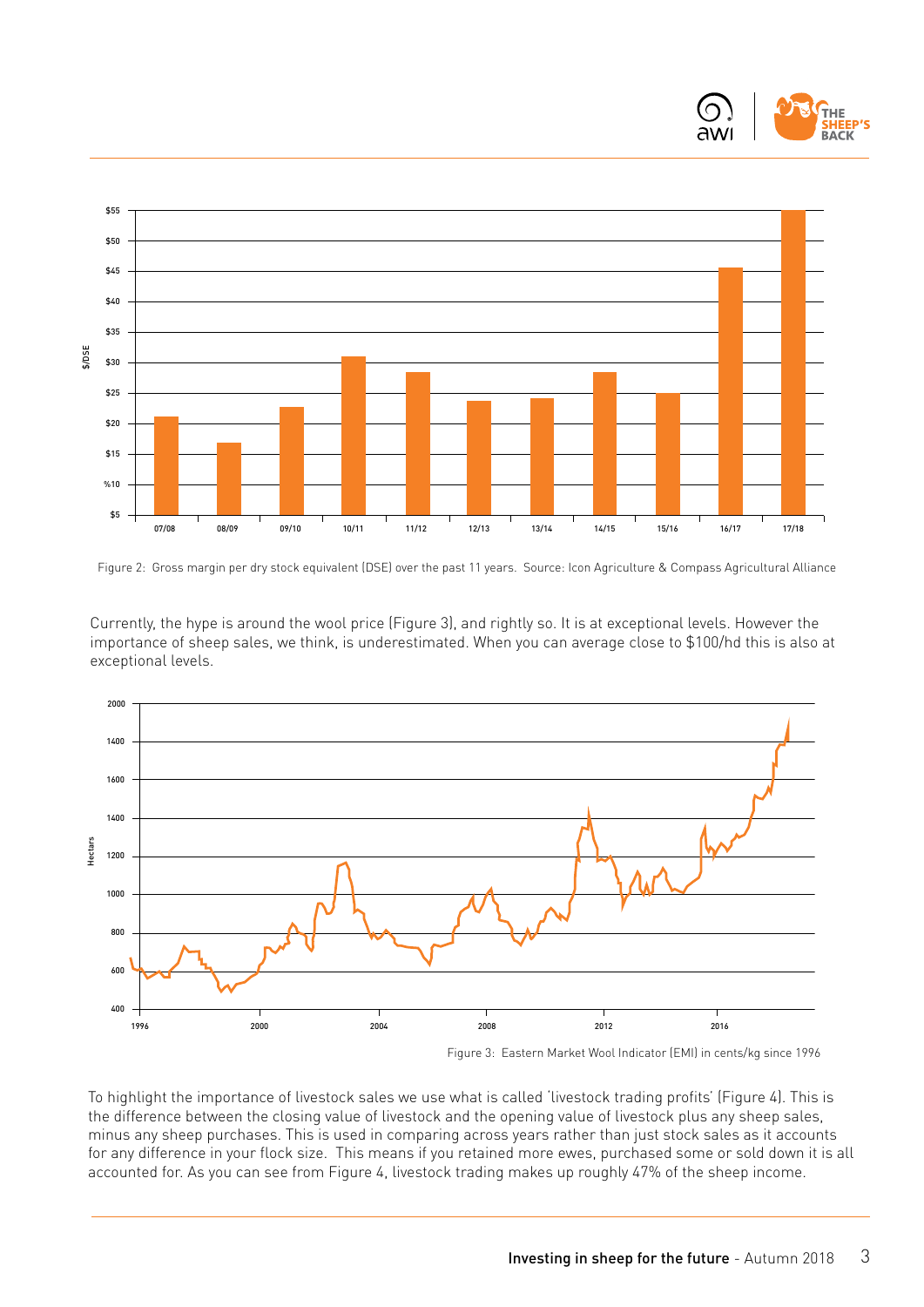$55
$50
$45
$40
$35
$30
$25
$20
$15
%10
$5

$/DSE

07/08 08/09 09/10 10/11 11/12 12/13 13/14 14/15 15/16 16/17 17/18

Figure 2: Gross margin per dry stock equivalent (DSE) over the past 11 years. Source: Icon Agriculture & Compass Agricultural Alliance

Currently, the hype is around the wool price (Figure 3), and rightly so. It is at exceptional levels. However the importance of sheep sales, we think, is underestimated. When you can average close to $100/hd this is also at exceptional levels.

2000
1400
1600
1400
1200
1000
800
600
400

Hectars

1996 2000 2004 2008 2012 2016

Figure 3: Eastern Market Wool Indicator (EMI) in cents/kg since 1996

To highlight the importance of livestock sales we use what is called 'livestock trading profits' (Figure 4). This is the difference between the closing value of livestock and the opening value of livestock plus any sheep sales, minus any sheep purchases. This is used in comparing across years rather than just stock sales as it accounts for any difference in your flock size. This means if you retained more ewes, purchased some or sold down it is all accounted for. As you can see from Figure 4, livestock trading makes up roughly 47% of the sheep income.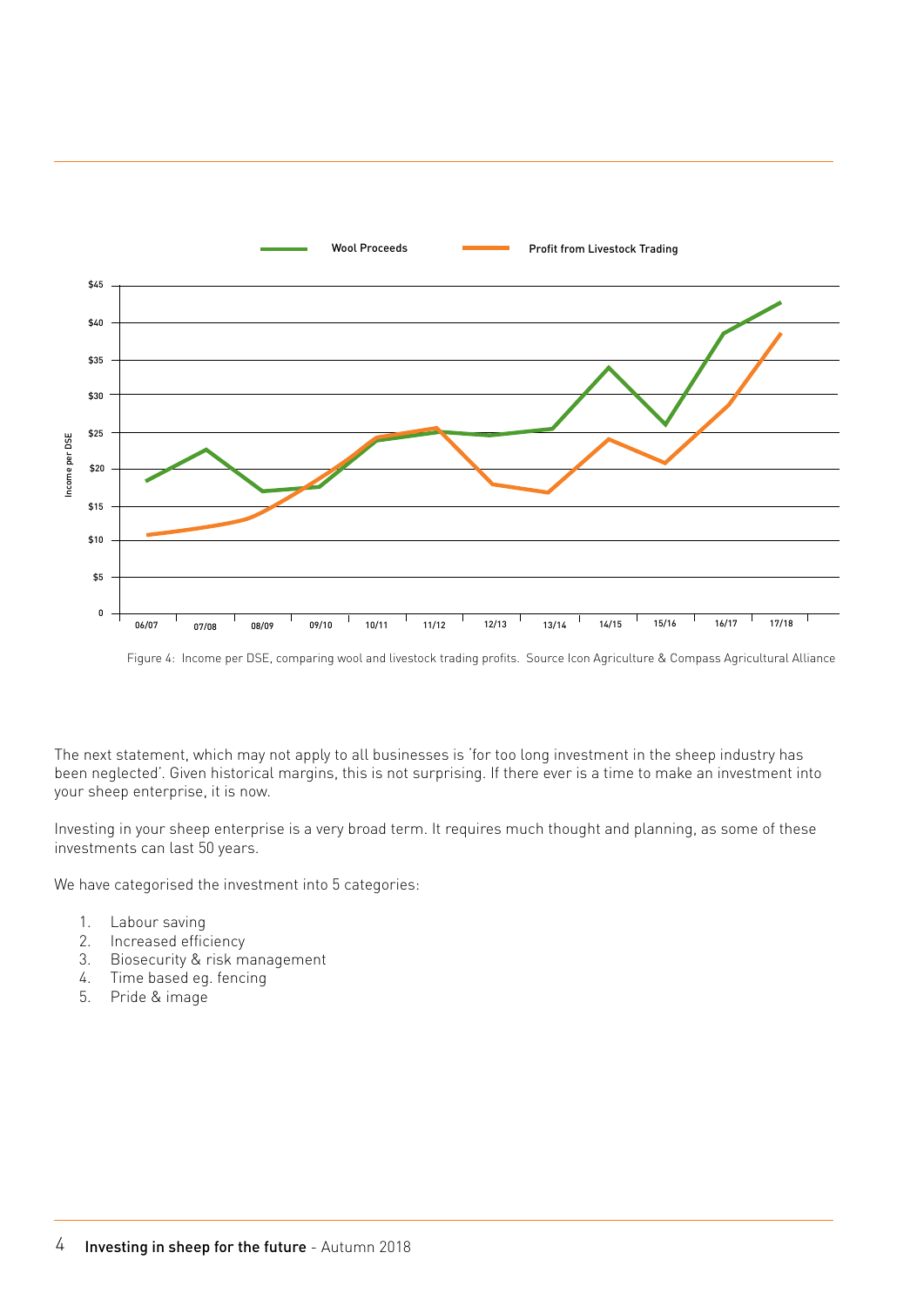Wool Proceeds

Profit from Livestock Trading

Income per DSE

$45
$40
$35
$30
$25
$20
$15
$10
$5
0

06/07 07/08 08/09 09/10 10/11 11/12 12/13 13/14 14/15 15/16 16/17 17/18

Figure 4: Income per DSE, comparing wool and livestock trading profits. Source Icon Agriculture & Compass Agricultural Alliance

The next statement, which may not apply to all businesses is 'for too long investment in the sheep industry has been neglected'. Given historical margins, this is not surprising. If there ever is a time to make an investment into your sheep enterprise, it is now.

Investing in your sheep enterprise is a very broad term. It requires much thought and planning, as some of these investments can last 50 years.

We have categorised the investment into 5 categories:

1. Labour saving
2. Increased efficiency
3. Biosecurity & risk management
4. Time based eg. fencing
5. Pride & image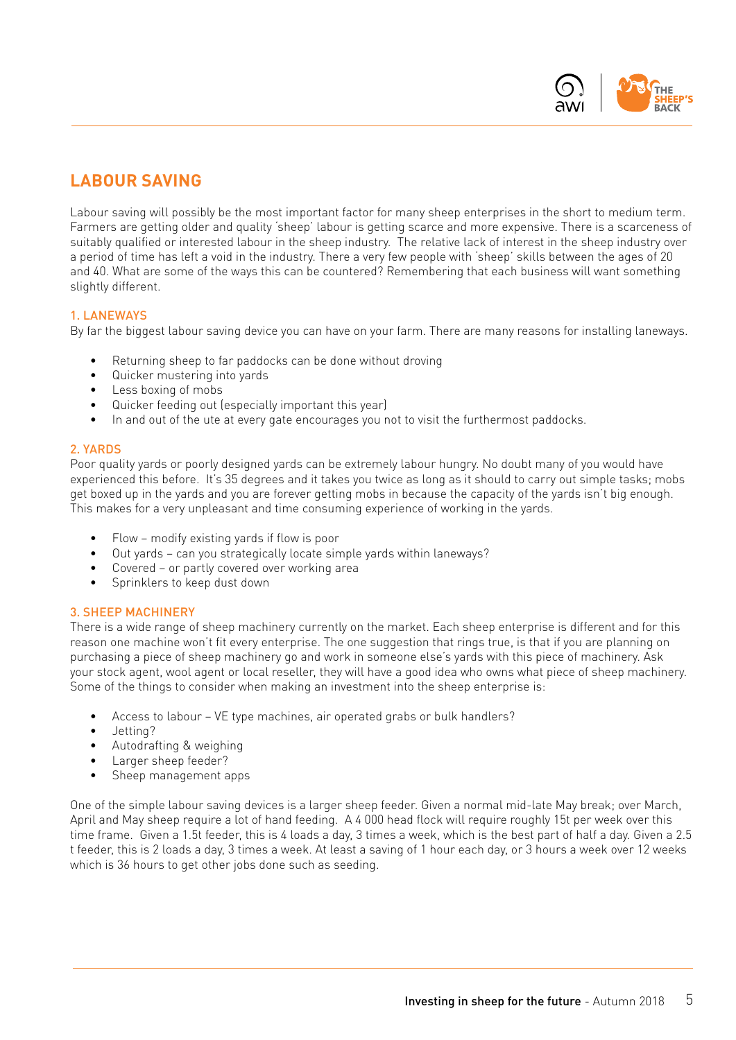## LABOUR SAVING

Labour saving will possibly be the most important factor for many sheep enterprises in the short to medium term. Farmers are getting older and quality 'sheep' labour is getting scarce and more expensive. There is a scarceness of suitably qualified or interested labour in the sheep industry. The relative lack of interest in the sheep industry over a period of time has left a void in the industry. There a very few people with 'sheep' skills between the ages of 20 and 40. What are some of the ways this can be countered? Remembering that each business will want something slightly different.

### 1. LANEWAYS

By far the biggest labour saving device you can have on your farm. There are many reasons for installing laneways.

- Returning sheep to far paddocks can be done without droving
- Quicker mustering into yards
- Less boxing of mobs
- Quicker feeding out (especially important this year)
- In and out of the ute at every gate encourages you not to visit the furthermost paddocks.

### 2. YARDS

Poor quality yards or poorly designed yards can be extremely labour hungry. No doubt many of you would have experienced this before. It's 35 degrees and it takes you twice as long as it should to carry out simple tasks; mobs get boxed up in the yards and you are forever getting mobs in because the capacity of the yards isn't big enough. This makes for a very unpleasant and time consuming experience of working in the yards.

- Flow – modify existing yards if flow is poor
- Out yards – can you strategically locate simple yards within laneways?
- Covered – or partly covered over working area
- Sprinklers to keep dust down

### 3. SHEEP MACHINERY

There is a wide range of sheep machinery currently on the market. Each sheep enterprise is different and for this reason one machine won't fit every enterprise. The one suggestion that rings true, is that if you are planning on purchasing a piece of sheep machinery go and work in someone else's yards with this piece of machinery. Ask your stock agent, wool agent or local reseller, they will have a good idea who owns what piece of sheep machinery. Some of the things to consider when making an investment into the sheep enterprise is:

- Access to labour – VE type machines, air operated grabs or bulk handlers?
- Jetting?
- Autodrafting & weighing
- Larger sheep feeder?
- Sheep management apps

One of the simple labour saving devices is a larger sheep feeder. Given a normal mid-late May break; over March, April and May sheep require a lot of hand feeding. A 4 000 head flock will require roughly 15t per week over this time frame. Given a 1.5t feeder, this is 4 loads a day, 3 times a week, which is the best part of half a day. Given a 2.5 t feeder, this is 2 loads a day, 3 times a week. At least a saving of 1 hour each day, or 3 hours a week over 12 weeks which is 36 hours to get other jobs done such as seeding.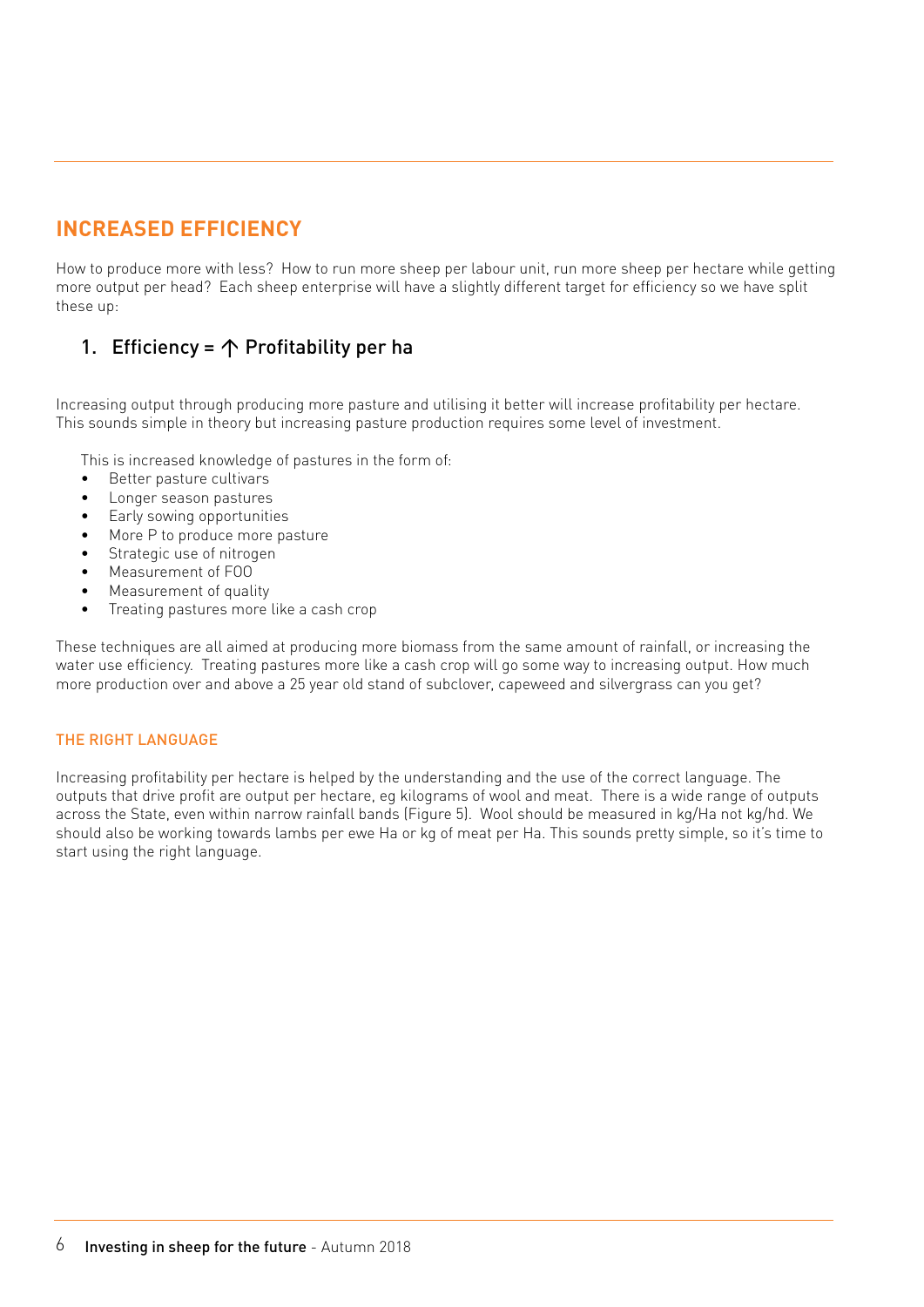## INCREASED EFFICIENCY

How to produce more with less? How to run more sheep per labour unit, run more sheep per hectare while getting more output per head? Each sheep enterprise will have a slightly different target for efficiency so we have split these up:

### 1. Efficiency = ↑ Profitability per ha

Increasing output through producing more pasture and utilising it better will increase profitability per hectare. This sounds simple in theory but increasing pasture production requires some level of investment.

This is increased knowledge of pastures in the form of:

- Better pasture cultivars
- Longer season pastures
- Early sowing opportunities
- More P to produce more pasture
- Strategic use of nitrogen
- Measurement of FOO
- Measurement of quality
- Treating pastures more like a cash crop

These techniques are all aimed at producing more biomass from the same amount of rainfall, or increasing the water use efficiency. Treating pastures more like a cash crop will go some way to increasing output. How much more production over and above a 25 year old stand of subclover, capeweed and silvergrass can you get?

#### THE RIGHT LANGUAGE

Increasing profitability per hectare is helped by the understanding and the use of the correct language. The outputs that drive profit are output per hectare, eg kilograms of wool and meat. There is a wide range of outputs across the State, even within narrow rainfall bands (Figure 5). Wool should be measured in kg/Ha not kg/hd. We should also be working towards lambs per ewe Ha or kg of meat per Ha. This sounds pretty simple, so it's time to start using the right language.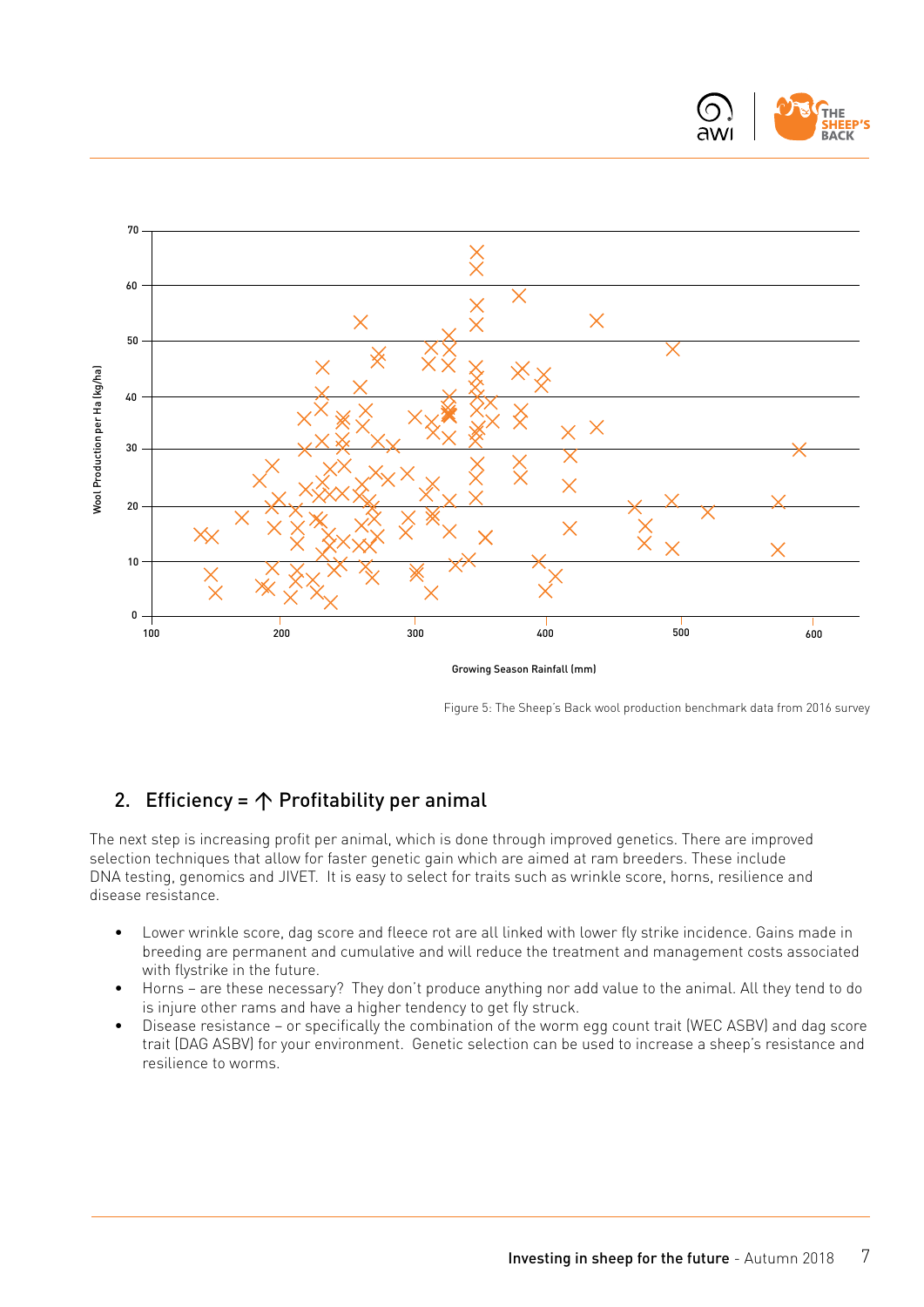Wool Production per Ha (kg/ha)

70
60
50
40
30
20
10
0

100
200
300
400
500
600

Growing Season Rainfall (mm)

Figure 5: The Sheep's Back wool production benchmark data from 2016 survey

## 2. Efficiency = ↑ Profitability per animal

The next step is increasing profit per animal, which is done through improved genetics. There are improved selection techniques that allow for faster genetic gain which are aimed at ram breeders. These include DNA testing, genomics and JIVET. It is easy to select for traits such as wrinkle score, horns, resilience and disease resistance.

- Lower wrinkle score, dag score and fleece rot are all linked with lower fly strike incidence. Gains made in breeding are permanent and cumulative and will reduce the treatment and management costs associated with flystrike in the future.
- Horns – are these necessary? They don't produce anything nor add value to the animal. All they tend to do is injure other rams and have a higher tendency to get fly struck.
- Disease resistance – or specifically the combination of the worm egg count trait (WEC ASBV) and dag score trait (DAG ASBV) for your environment. Genetic selection can be used to increase a sheep's resistance and resilience to worms.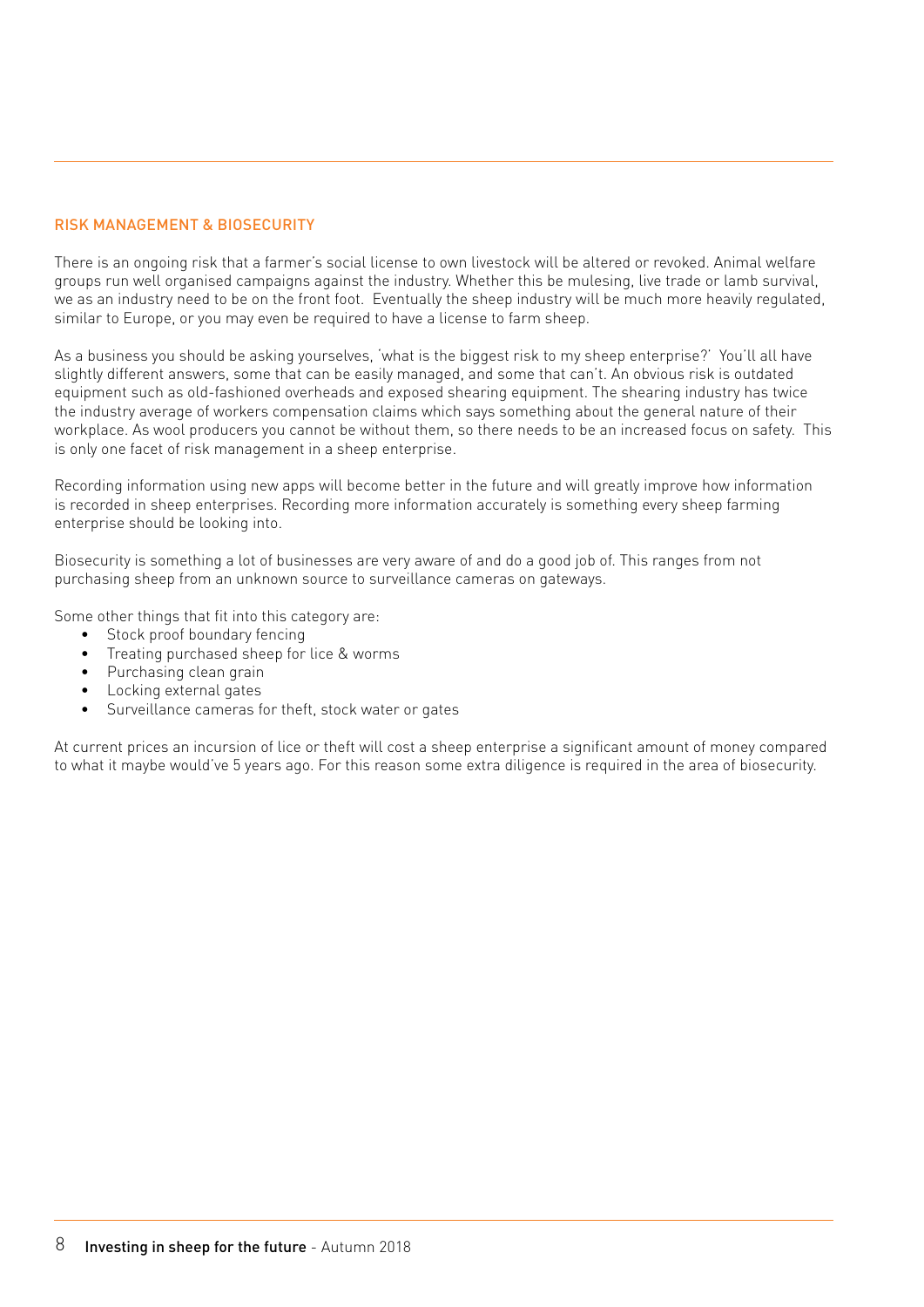## RISK MANAGEMENT & BIOSECURITY

There is an ongoing risk that a farmer's social license to own livestock will be altered or revoked. Animal welfare groups run well organised campaigns against the industry. Whether this be mulesing, live trade or lamb survival, we as an industry need to be on the front foot. Eventually the sheep industry will be much more heavily regulated, similar to Europe, or you may even be required to have a license to farm sheep.

As a business you should be asking yourselves, 'what is the biggest risk to my sheep enterprise?' You'll all have slightly different answers, some that can be easily managed, and some that can't. An obvious risk is outdated equipment such as old-fashioned overheads and exposed shearing equipment. The shearing industry has twice the industry average of workers compensation claims which says something about the general nature of their workplace. As wool producers you cannot be without them, so there needs to be an increased focus on safety. This is only one facet of risk management in a sheep enterprise.

Recording information using new apps will become better in the future and will greatly improve how information is recorded in sheep enterprises. Recording more information accurately is something every sheep farming enterprise should be looking into.

Biosecurity is something a lot of businesses are very aware of and do a good job of. This ranges from not purchasing sheep from an unknown source to surveillance cameras on gateways.

Some other things that fit into this category are:

- Stock proof boundary fencing
- Treating purchased sheep for lice & worms
- Purchasing clean grain
- Locking external gates
- Surveillance cameras for theft, stock water or gates

At current prices an incursion of lice or theft will cost a sheep enterprise a significant amount of money compared to what it maybe would've 5 years ago. For this reason some extra diligence is required in the area of biosecurity.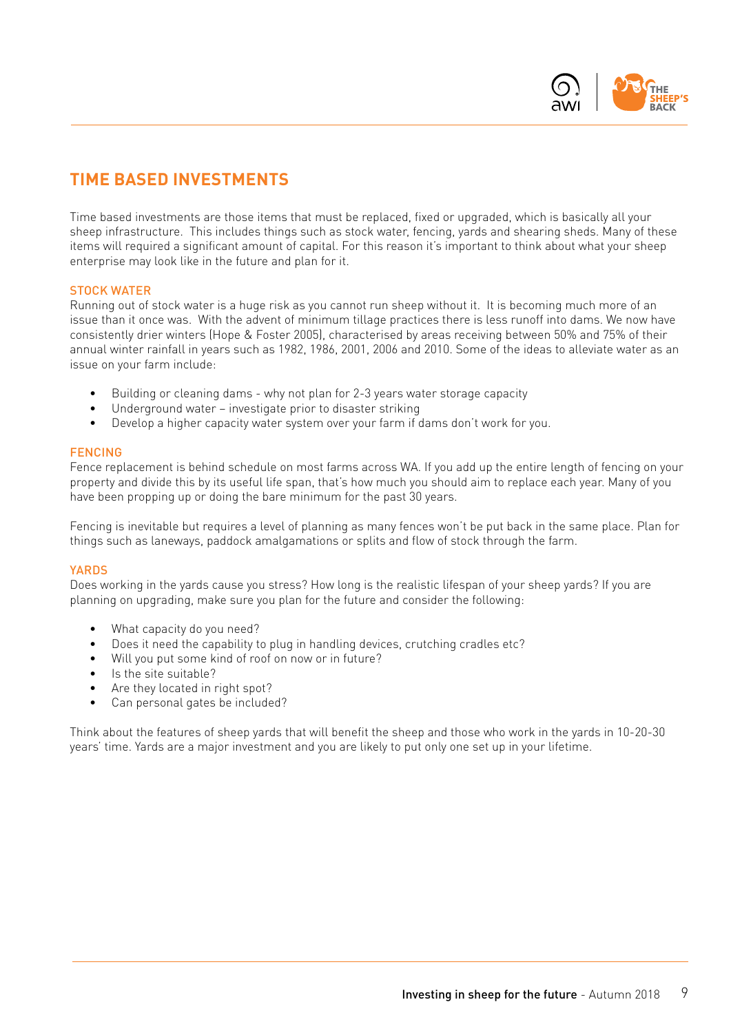## TIME BASED INVESTMENTS

Time based investments are those items that must be replaced, fixed or upgraded, which is basically all your sheep infrastructure. This includes things such as stock water, fencing, yards and shearing sheds. Many of these items will required a significant amount of capital. For this reason it's important to think about what your sheep enterprise may look like in the future and plan for it.

### STOCK WATER

Running out of stock water is a huge risk as you cannot run sheep without it. It is becoming much more of an issue than it once was. With the advent of minimum tillage practices there is less runoff into dams. We now have consistently drier winters (Hope & Foster 2005), characterised by areas receiving between 50% and 75% of their annual winter rainfall in years such as 1982, 1986, 2001, 2006 and 2010. Some of the ideas to alleviate water as an issue on your farm include:

- Building or cleaning dams - why not plan for 2-3 years water storage capacity
- Underground water – investigate prior to disaster striking
- Develop a higher capacity water system over your farm if dams don't work for you.

### FENCING

Fence replacement is behind schedule on most farms across WA. If you add up the entire length of fencing on your property and divide this by its useful life span, that's how much you should aim to replace each year. Many of you have been propping up or doing the bare minimum for the past 30 years.

Fencing is inevitable but requires a level of planning as many fences won't be put back in the same place. Plan for things such as laneways, paddock amalgamations or splits and flow of stock through the farm.

### YARDS

Does working in the yards cause you stress? How long is the realistic lifespan of your sheep yards? If you are planning on upgrading, make sure you plan for the future and consider the following:

- What capacity do you need?
- Does it need the capability to plug in handling devices, crutching cradles etc?
- Will you put some kind of roof on now or in future?
- Is the site suitable?
- Are they located in right spot?
- Can personal gates be included?

Think about the features of sheep yards that will benefit the sheep and those who work in the yards in 10-20-30 years' time. Yards are a major investment and you are likely to put only one set up in your lifetime.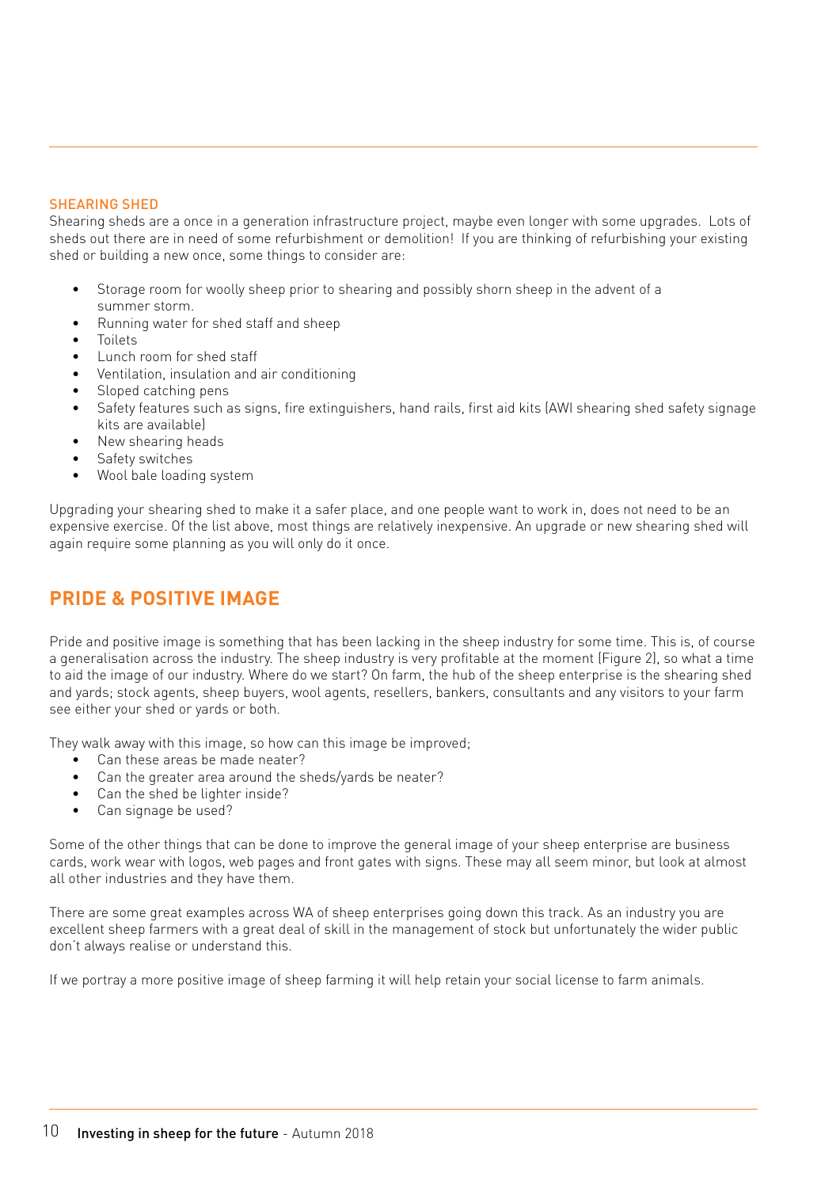### SHEARING SHED

Shearing sheds are a once in a generation infrastructure project, maybe even longer with some upgrades. Lots of sheds out there are in need of some refurbishment or demolition! If you are thinking of refurbishing your existing shed or building a new once, some things to consider are:

- Storage room for woolly sheep prior to shearing and possibly shorn sheep in the advent of a summer storm.
- Running water for shed staff and sheep
- Toilets
- Lunch room for shed staff
- Ventilation, insulation and air conditioning
- Sloped catching pens
- Safety features such as signs, fire extinguishers, hand rails, first aid kits (AWI shearing shed safety signage kits are available)
- New shearing heads
- Safety switches
- Wool bale loading system

Upgrading your shearing shed to make it a safer place, and one people want to work in, does not need to be an expensive exercise. Of the list above, most things are relatively inexpensive. An upgrade or new shearing shed will again require some planning as you will only do it once.

## PRIDE & POSITIVE IMAGE

Pride and positive image is something that has been lacking in the sheep industry for some time. This is, of course a generalisation across the industry. The sheep industry is very profitable at the moment (Figure 2), so what a time to aid the image of our industry. Where do we start? On farm, the hub of the sheep enterprise is the shearing shed and yards; stock agents, sheep buyers, wool agents, resellers, bankers, consultants and any visitors to your farm see either your shed or yards or both.

They walk away with this image, so how can this image be improved;

- Can these areas be made neater?
- Can the greater area around the sheds/yards be neater?
- Can the shed be lighter inside?
- Can signage be used?

Some of the other things that can be done to improve the general image of your sheep enterprise are business cards, work wear with logos, web pages and front gates with signs. These may all seem minor, but look at almost all other industries and they have them.

There are some great examples across WA of sheep enterprises going down this track. As an industry you are excellent sheep farmers with a great deal of skill in the management of stock but unfortunately the wider public don't always realise or understand this.

If we portray a more positive image of sheep farming it will help retain your social license to farm animals.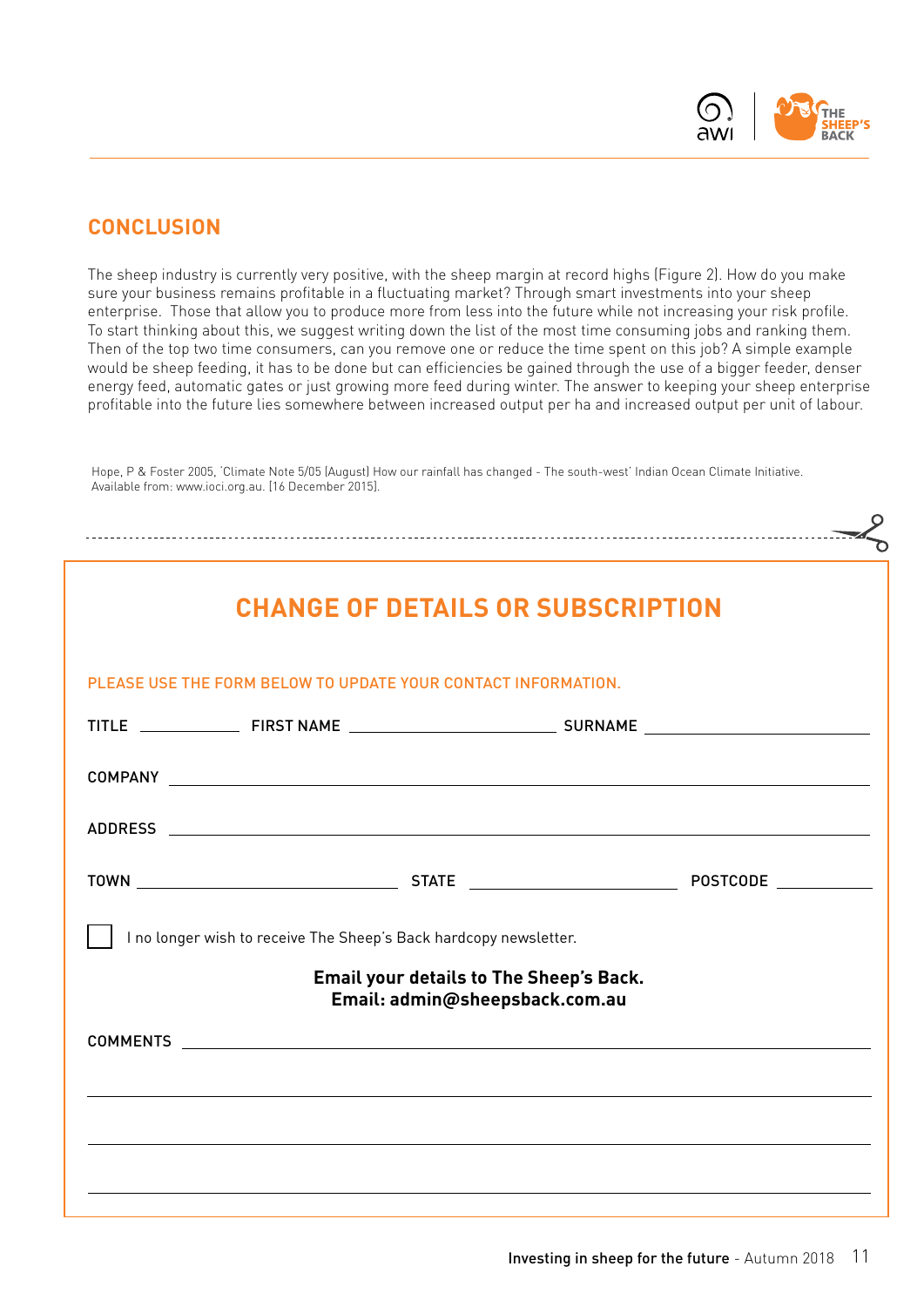## CONCLUSION

The sheep industry is currently very positive, with the sheep margin at record highs (Figure 2). How do you make sure your business remains profitable in a fluctuating market? Through smart investments into your sheep enterprise. Those that allow you to produce more from less into the future while not increasing your risk profile. To start thinking about this, we suggest writing down the list of the most time consuming jobs and ranking them. Then of the top two time consumers, can you remove one or reduce the time spent on this job? A simple example would be sheep feeding, it has to be done but can efficiencies be gained through the use of a bigger feeder, denser energy feed, automatic gates or just growing more feed during winter. The answer to keeping your sheep enterprise profitable into the future lies somewhere between increased output per ha and increased output per unit of labour.

Hope, P & Foster 2005, 'Climate Note 5/05 (August) How our rainfall has changed - The south-west' Indian Ocean Climate Initiative. Available from: www.ioci.org.au. [16 December 2015].

## CHANGE OF DETAILS OR SUBSCRIPTION

PLEASE USE THE FORM BELOW TO UPDATE YOUR CONTACT INFORMATION.

TITLE ____________ FIRST NAME ________________________ SURNAME ________________________

COMPANY ________________________________________________________________________________

ADDRESS ________________________________________________________________________________

TOWN ______________________________ STATE ________________________ POSTCODE ___________

☐ I no longer wish to receive The Sheep's Back hardcopy newsletter.

**Email your details to The Sheep's Back.**
**Email: admin@sheepsback.com.au**

COMMENTS _______________________________________________________________________________

_________________________________________________________________________________________

_________________________________________________________________________________________

_________________________________________________________________________________________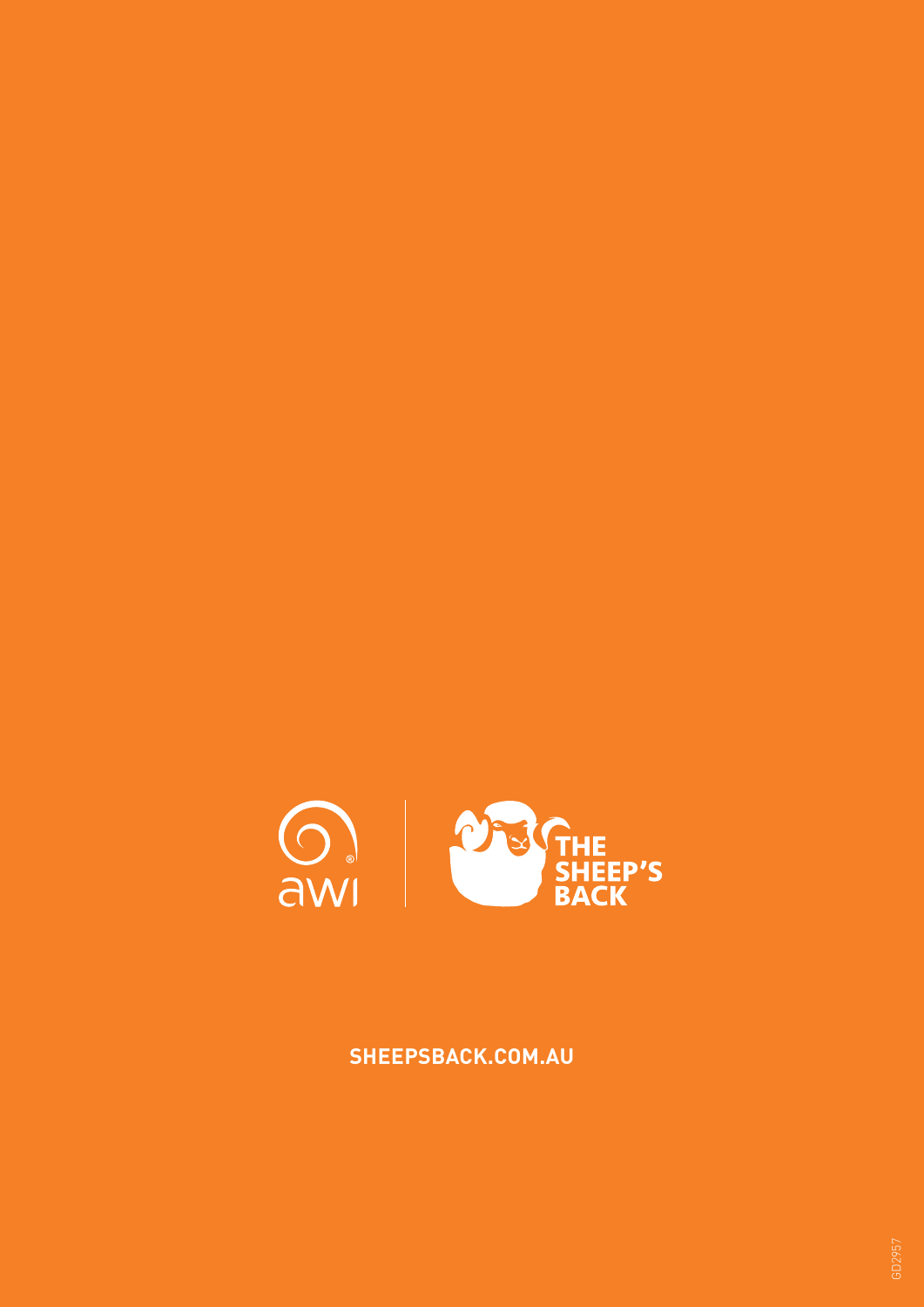awi

THE SHEEP'S BACK

**SHEEPSBACK.COM.AU**

GD2957